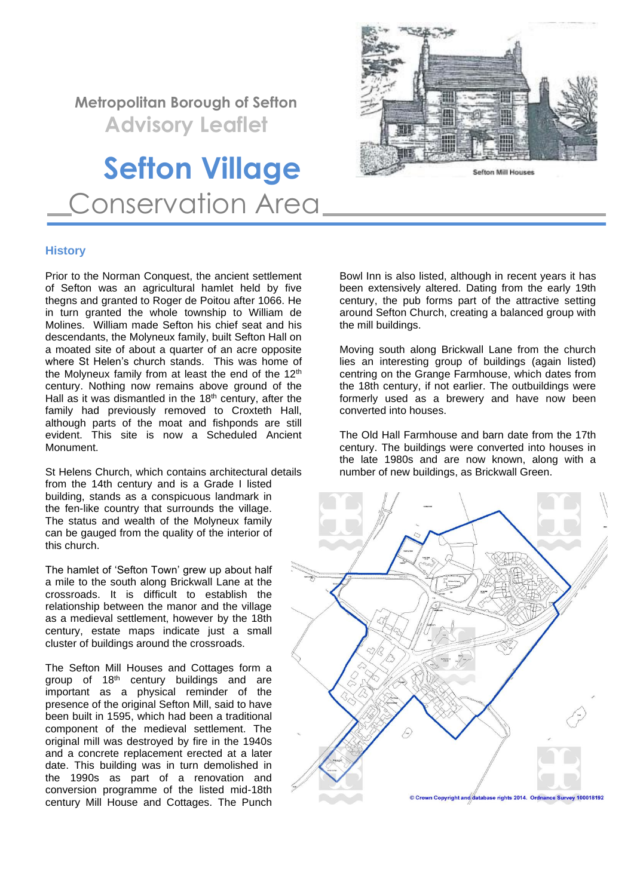Metropolitan Borough of Sefton
Advisory Leaflet

# Sefton Village Conservation Area

Sefton Mill Houses

## History

Prior to the Norman Conquest, the ancient settlement of Sefton was an agricultural hamlet held by five thegns and granted to Roger de Poitou after 1066. He in turn granted the whole township to William de Molines. William made Sefton his chief seat and his descendants, the Molyneux family, built Sefton Hall on a moated site of about a quarter of an acre opposite where St Helen's church stands. This was home of the Molyneux family from at least the end of the 12th century. Nothing now remains above ground of the Hall as it was dismantled in the 18th century, after the family had previously removed to Croxteth Hall, although parts of the moat and fishponds are still evident. This site is now a Scheduled Ancient Monument.

St Helens Church, which contains architectural details from the 14th century and is a Grade I listed building, stands as a conspicuous landmark in the fen-like country that surrounds the village. The status and wealth of the Molyneux family can be gauged from the quality of the interior of this church.

The hamlet of 'Sefton Town' grew up about half a mile to the south along Brickwall Lane at the crossroads. It is difficult to establish the relationship between the manor and the village as a medieval settlement, however by the 18th century, estate maps indicate just a small cluster of buildings around the crossroads.

The Sefton Mill Houses and Cottages form a group of 18th century buildings and are important as a physical reminder of the presence of the original Sefton Mill, said to have been built in 1595, which had been a traditional component of the medieval settlement. The original mill was destroyed by fire in the 1940s and a concrete replacement erected at a later date. This building was in turn demolished in the 1990s as part of a renovation and conversion programme of the listed mid-18th century Mill House and Cottages. The Punch Bowl Inn is also listed, although in recent years it has been extensively altered. Dating from the early 19th century, the pub forms part of the attractive setting around Sefton Church, creating a balanced group with the mill buildings.

Moving south along Brickwall Lane from the church lies an interesting group of buildings (again listed) centring on the Grange Farmhouse, which dates from the 18th century, if not earlier. The outbuildings were formerly used as a brewery and have now been converted into houses.

The Old Hall Farmhouse and barn date from the 17th century. The buildings were converted into houses in the late 1980s and are now known, along with a number of new buildings, as Brickwall Green.

© Crown Copyright and database rights 2014. Ordnance Survey 100018192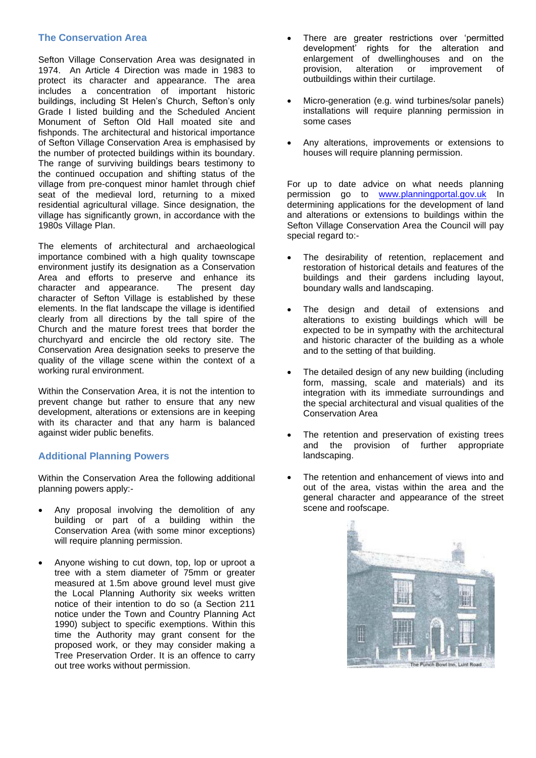## The Conservation Area

Sefton Village Conservation Area was designated in 1974. An Article 4 Direction was made in 1983 to protect its character and appearance. The area includes a concentration of important historic buildings, including St Helen's Church, Sefton's only Grade I listed building and the Scheduled Ancient Monument of Sefton Old Hall moated site and fishponds. The architectural and historical importance of Sefton Village Conservation Area is emphasised by the number of protected buildings within its boundary. The range of surviving buildings bears testimony to the continued occupation and shifting status of the village from pre-conquest minor hamlet through chief seat of the medieval lord, returning to a mixed residential agricultural village. Since designation, the village has significantly grown, in accordance with the 1980s Village Plan.

The elements of architectural and archaeological importance combined with a high quality townscape environment justify its designation as a Conservation Area and efforts to preserve and enhance its character and appearance. The present day character of Sefton Village is established by these elements. In the flat landscape the village is identified clearly from all directions by the tall spire of the Church and the mature forest trees that border the churchyard and encircle the old rectory site. The Conservation Area designation seeks to preserve the quality of the village scene within the context of a working rural environment.

Within the Conservation Area, it is not the intention to prevent change but rather to ensure that any new development, alterations or extensions are in keeping with its character and that any harm is balanced against wider public benefits.

## Additional Planning Powers

Within the Conservation Area the following additional planning powers apply:-

- Any proposal involving the demolition of any building or part of a building within the Conservation Area (with some minor exceptions) will require planning permission.
- Anyone wishing to cut down, top, lop or uproot a tree with a stem diameter of 75mm or greater measured at 1.5m above ground level must give the Local Planning Authority six weeks written notice of their intention to do so (a Section 211 notice under the Town and Country Planning Act 1990) subject to specific exemptions. Within this time the Authority may grant consent for the proposed work, or they may consider making a Tree Preservation Order. It is an offence to carry out tree works without permission.
- There are greater restrictions over 'permitted development' rights for the alteration and enlargement of dwellinghouses and on the provision, alteration or improvement of outbuildings within their curtilage.
- Micro-generation (e.g. wind turbines/solar panels) installations will require planning permission in some cases
- Any alterations, improvements or extensions to houses will require planning permission.

For up to date advice on what needs planning permission go to [www.planningportal.gov.uk](http://www.planningportal.gov.uk) In determining applications for the development of land and alterations or extensions to buildings within the Sefton Village Conservation Area the Council will pay special regard to:-

- The desirability of retention, replacement and restoration of historical details and features of the buildings and their gardens including layout, boundary walls and landscaping.
- The design and detail of extensions and alterations to existing buildings which will be expected to be in sympathy with the architectural and historic character of the building as a whole and to the setting of that building.
- The detailed design of any new building (including form, massing, scale and materials) and its integration with its immediate surroundings and the special architectural and visual qualities of the Conservation Area
- The retention and preservation of existing trees and the provision of further appropriate landscaping.
- The retention and enhancement of views into and out of the area, vistas within the area and the general character and appearance of the street scene and roofscape.

The Punch Bowl Inn, Lunt Road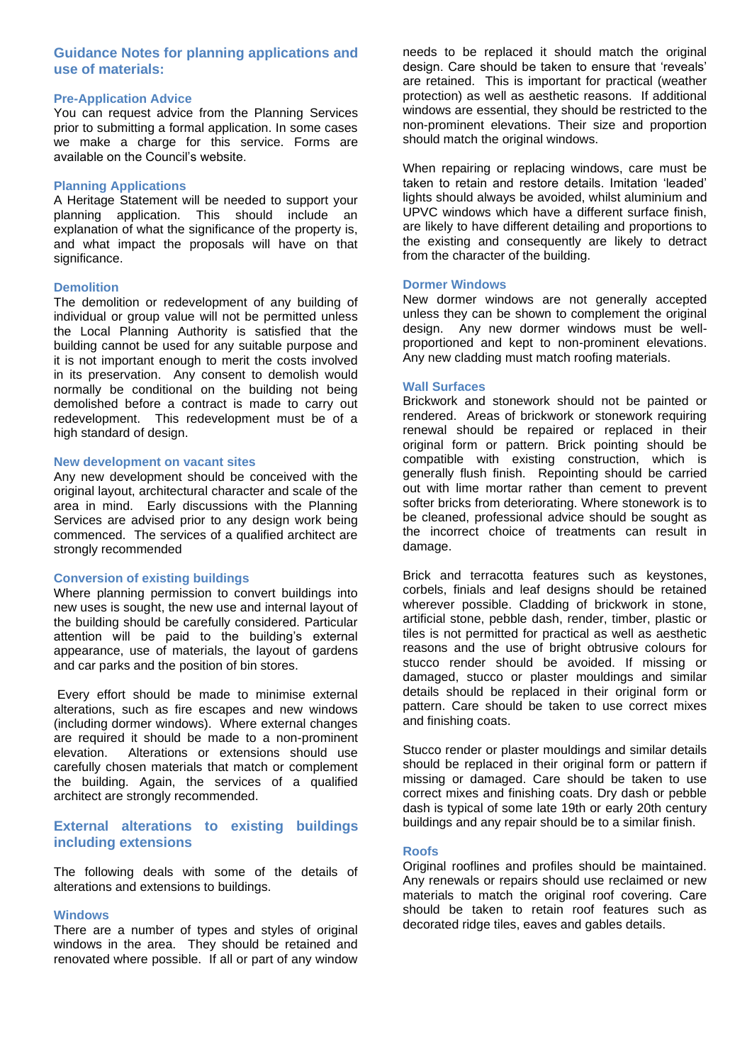## Guidance Notes for planning applications and use of materials:

### Pre-Application Advice

You can request advice from the Planning Services prior to submitting a formal application. In some cases we make a charge for this service. Forms are available on the Council's website.

### Planning Applications

A Heritage Statement will be needed to support your planning application. This should include an explanation of what the significance of the property is, and what impact the proposals will have on that significance.

### Demolition

The demolition or redevelopment of any building of individual or group value will not be permitted unless the Local Planning Authority is satisfied that the building cannot be used for any suitable purpose and it is not important enough to merit the costs involved in its preservation. Any consent to demolish would normally be conditional on the building not being demolished before a contract is made to carry out redevelopment. This redevelopment must be of a high standard of design.

### New development on vacant sites

Any new development should be conceived with the original layout, architectural character and scale of the area in mind. Early discussions with the Planning Services are advised prior to any design work being commenced. The services of a qualified architect are strongly recommended

### Conversion of existing buildings

Where planning permission to convert buildings into new uses is sought, the new use and internal layout of the building should be carefully considered. Particular attention will be paid to the building's external appearance, use of materials, the layout of gardens and car parks and the position of bin stores.

Every effort should be made to minimise external alterations, such as fire escapes and new windows (including dormer windows). Where external changes are required it should be made to a non-prominent elevation. Alterations or extensions should use carefully chosen materials that match or complement the building. Again, the services of a qualified architect are strongly recommended.

## External alterations to existing buildings including extensions

The following deals with some of the details of alterations and extensions to buildings.

### Windows

There are a number of types and styles of original windows in the area. They should be retained and renovated where possible. If all or part of any window needs to be replaced it should match the original design. Care should be taken to ensure that 'reveals' are retained. This is important for practical (weather protection) as well as aesthetic reasons. If additional windows are essential, they should be restricted to the non-prominent elevations. Their size and proportion should match the original windows.

When repairing or replacing windows, care must be taken to retain and restore details. Imitation 'leaded' lights should always be avoided, whilst aluminium and UPVC windows which have a different surface finish, are likely to have different detailing and proportions to the existing and consequently are likely to detract from the character of the building.

### Dormer Windows

New dormer windows are not generally accepted unless they can be shown to complement the original design. Any new dormer windows must be well-proportioned and kept to non-prominent elevations. Any new cladding must match roofing materials.

### Wall Surfaces

Brickwork and stonework should not be painted or rendered. Areas of brickwork or stonework requiring renewal should be repaired or replaced in their original form or pattern. Brick pointing should be compatible with existing construction, which is generally flush finish. Repointing should be carried out with lime mortar rather than cement to prevent softer bricks from deteriorating. Where stonework is to be cleaned, professional advice should be sought as the incorrect choice of treatments can result in damage.

Brick and terracotta features such as keystones, corbels, finials and leaf designs should be retained wherever possible. Cladding of brickwork in stone, artificial stone, pebble dash, render, timber, plastic or tiles is not permitted for practical as well as aesthetic reasons and the use of bright obtrusive colours for stucco render should be avoided. If missing or damaged, stucco or plaster mouldings and similar details should be replaced in their original form or pattern. Care should be taken to use correct mixes and finishing coats.

Stucco render or plaster mouldings and similar details should be replaced in their original form or pattern if missing or damaged. Care should be taken to use correct mixes and finishing coats. Dry dash or pebble dash is typical of some late 19th or early 20th century buildings and any repair should be to a similar finish.

### Roofs

Original rooflines and profiles should be maintained. Any renewals or repairs should use reclaimed or new materials to match the original roof covering. Care should be taken to retain roof features such as decorated ridge tiles, eaves and gables details.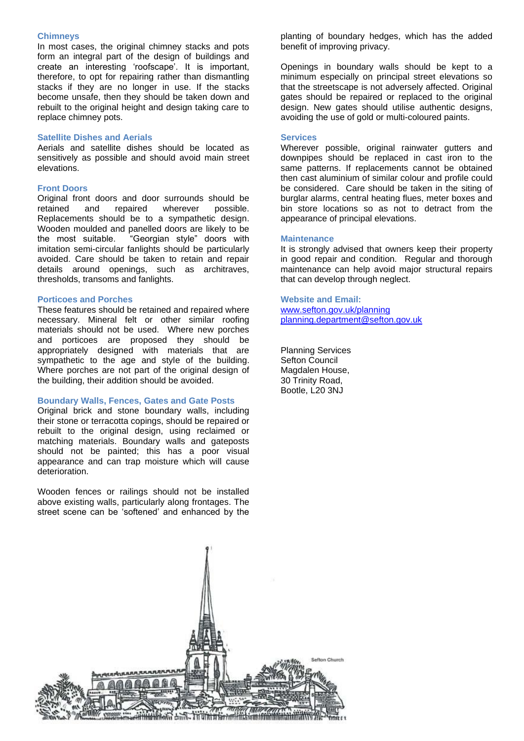### Chimneys

In most cases, the original chimney stacks and pots form an integral part of the design of buildings and create an interesting 'roofscape'. It is important, therefore, to opt for repairing rather than dismantling stacks if they are no longer in use. If the stacks become unsafe, then they should be taken down and rebuilt to the original height and design taking care to replace chimney pots.

### Satellite Dishes and Aerials

Aerials and satellite dishes should be located as sensitively as possible and should avoid main street elevations.

### Front Doors

Original front doors and door surrounds should be retained and repaired wherever possible. Replacements should be to a sympathetic design. Wooden moulded and panelled doors are likely to be the most suitable. "Georgian style" doors with imitation semi-circular fanlights should be particularly avoided. Care should be taken to retain and repair details around openings, such as architraves, thresholds, transoms and fanlights.

### Porticoes and Porches

These features should be retained and repaired where necessary. Mineral felt or other similar roofing materials should not be used. Where new porches and porticoes are proposed they should be appropriately designed with materials that are sympathetic to the age and style of the building. Where porches are not part of the original design of the building, their addition should be avoided.

### Boundary Walls, Fences, Gates and Gate Posts

Original brick and stone boundary walls, including their stone or terracotta copings, should be repaired or rebuilt to the original design, using reclaimed or matching materials. Boundary walls and gateposts should not be painted; this has a poor visual appearance and can trap moisture which will cause deterioration.

Wooden fences or railings should not be installed above existing walls, particularly along frontages. The street scene can be 'softened' and enhanced by the planting of boundary hedges, which has the added benefit of improving privacy.

Openings in boundary walls should be kept to a minimum especially on principal street elevations so that the streetscape is not adversely affected. Original gates should be repaired or replaced to the original design. New gates should utilise authentic designs, avoiding the use of gold or multi-coloured paints.

### Services

Wherever possible, original rainwater gutters and downpipes should be replaced in cast iron to the same patterns. If replacements cannot be obtained then cast aluminium of similar colour and profile could be considered. Care should be taken in the siting of burglar alarms, central heating flues, meter boxes and bin store locations so as not to detract from the appearance of principal elevations.

### Maintenance

It is strongly advised that owners keep their property in good repair and condition. Regular and thorough maintenance can help avoid major structural repairs that can develop through neglect.

### Website and Email:

www.sefton.gov.uk/planning
planning.department@sefton.gov.uk

Planning Services
Sefton Council
Magdalen House,
30 Trinity Road,
Bootle, L20 3NJ

Sefton Church